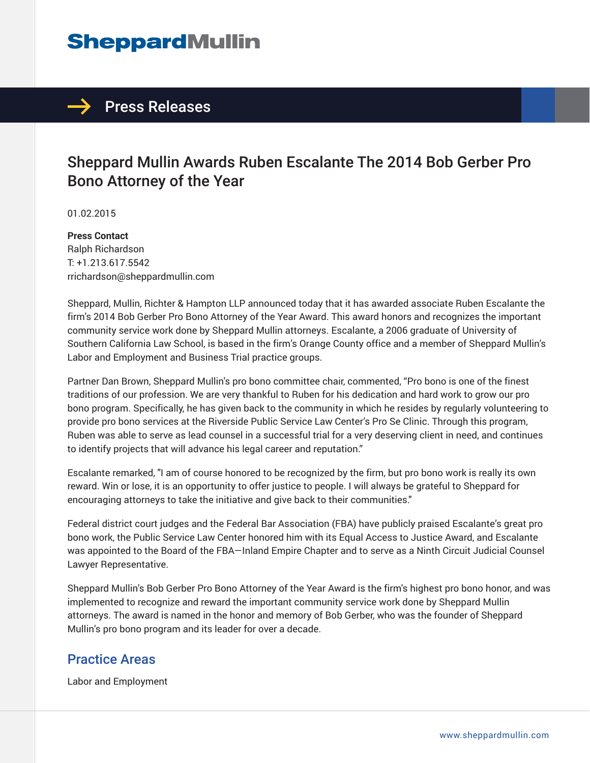# SheppardMullin

## Press Releases

# Sheppard Mullin Awards Ruben Escalante The 2014 Bob Gerber Pro Bono Attorney of the Year

01.02.2015

**Press Contact**
Ralph Richardson
T: +1.213.617.5542
rrichardson@sheppardmullin.com

Sheppard, Mullin, Richter & Hampton LLP announced today that it has awarded associate Ruben Escalante the firm's 2014 Bob Gerber Pro Bono Attorney of the Year Award. This award honors and recognizes the important community service work done by Sheppard Mullin attorneys. Escalante, a 2006 graduate of University of Southern California Law School, is based in the firm's Orange County office and a member of Sheppard Mullin's Labor and Employment and Business Trial practice groups.

Partner Dan Brown, Sheppard Mullin's pro bono committee chair, commented, "Pro bono is one of the finest traditions of our profession. We are very thankful to Ruben for his dedication and hard work to grow our pro bono program. Specifically, he has given back to the community in which he resides by regularly volunteering to provide pro bono services at the Riverside Public Service Law Center's Pro Se Clinic. Through this program, Ruben was able to serve as lead counsel in a successful trial for a very deserving client in need, and continues to identify projects that will advance his legal career and reputation."

Escalante remarked, "I am of course honored to be recognized by the firm, but pro bono work is really its own reward. Win or lose, it is an opportunity to offer justice to people. I will always be grateful to Sheppard for encouraging attorneys to take the initiative and give back to their communities."

Federal district court judges and the Federal Bar Association (FBA) have publicly praised Escalante's great pro bono work, the Public Service Law Center honored him with its Equal Access to Justice Award, and Escalante was appointed to the Board of the FBA—Inland Empire Chapter and to serve as a Ninth Circuit Judicial Counsel Lawyer Representative.

Sheppard Mullin's Bob Gerber Pro Bono Attorney of the Year Award is the firm's highest pro bono honor, and was implemented to recognize and reward the important community service work done by Sheppard Mullin attorneys. The award is named in the honor and memory of Bob Gerber, who was the founder of Sheppard Mullin's pro bono program and its leader for over a decade.

## Practice Areas

Labor and Employment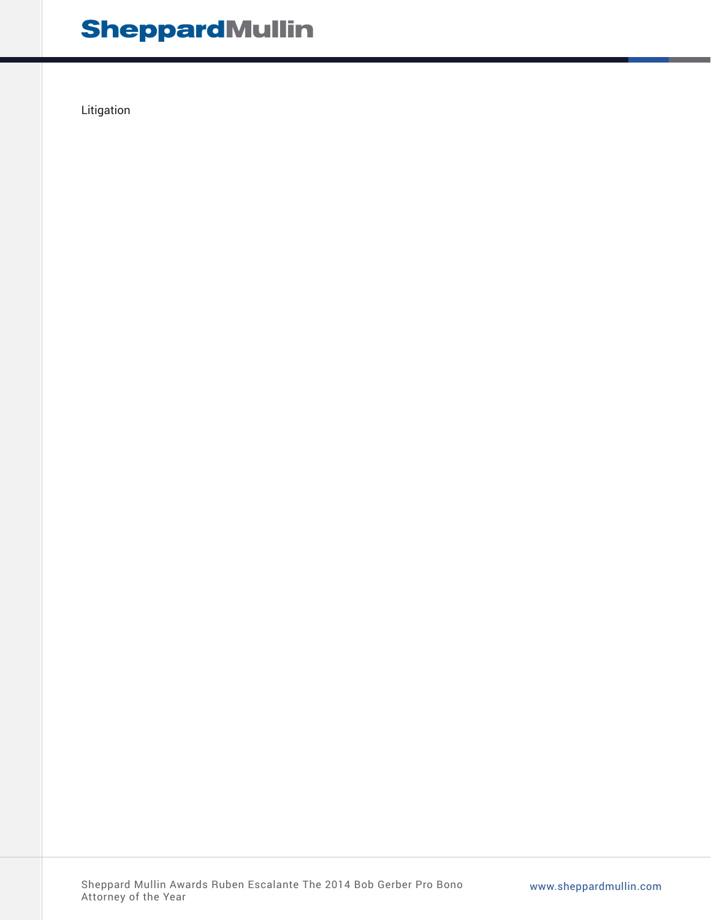Litigation